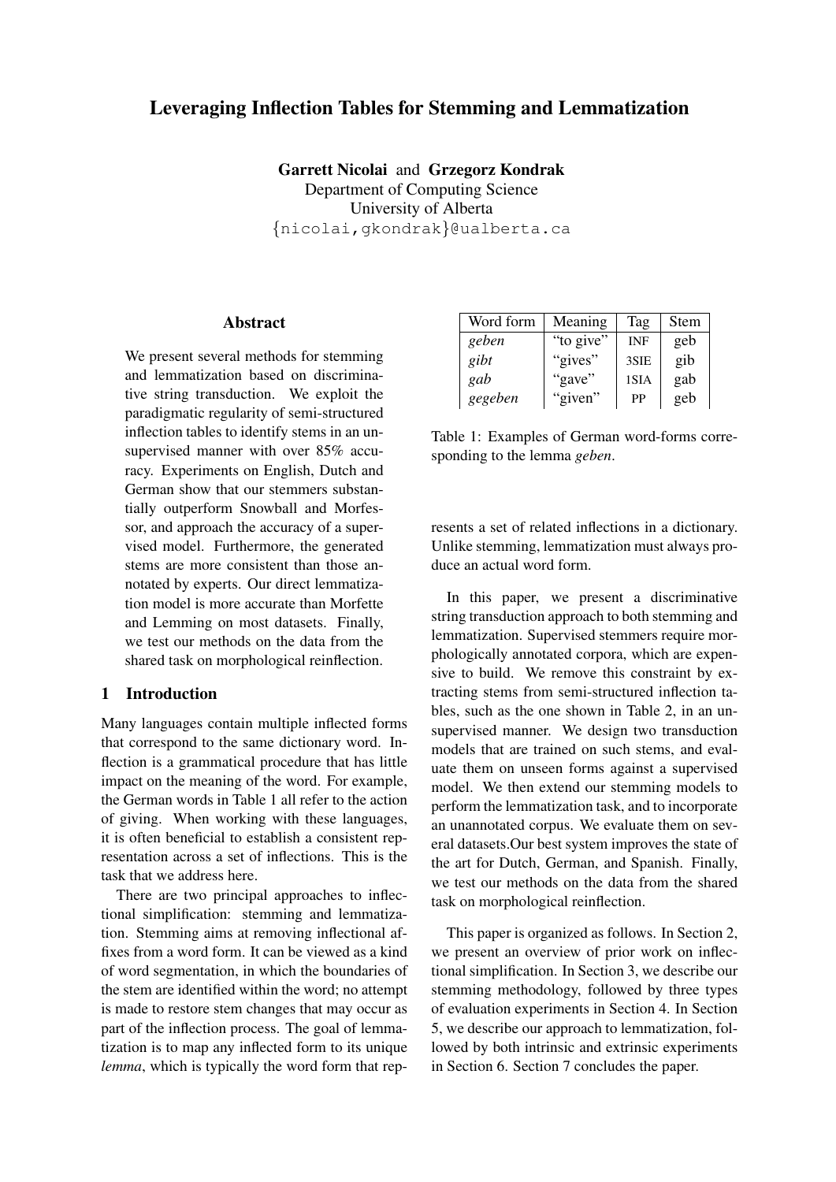# Leveraging Inflection Tables for Stemming and Lemmatization

**Garrett Nicolai** and **Grzegorz Kondrak**
Department of Computing Science
University of Alberta
{nicolai,gkondrak}@ualberta.ca

## Abstract

We present several methods for stemming and lemmatization based on discriminative string transduction. We exploit the paradigmatic regularity of semi-structured inflection tables to identify stems in an unsupervised manner with over 85% accuracy. Experiments on English, Dutch and German show that our stemmers substantially outperform Snowball and Morfessor, and approach the accuracy of a supervised model. Furthermore, the generated stems are more consistent than those annotated by experts. Our direct lemmatization model is more accurate than Morfette and Lemming on most datasets. Finally, we test our methods on the data from the shared task on morphological reinflection.

## 1 Introduction

Many languages contain multiple inflected forms that correspond to the same dictionary word. Inflection is a grammatical procedure that has little impact on the meaning of the word. For example, the German words in Table 1 all refer to the action of giving. When working with these languages, it is often beneficial to establish a consistent representation across a set of inflections. This is the task that we address here.

| Word form | Meaning | Tag | Stem |
|---|---|---|---|
| *geben* | "to give" | INF | geb |
| *gibt* | "gives" | 3SIE | gib |
| *gab* | "gave" | 1SIA | gab |
| *gegeben* | "given" | PP | geb |

Table 1: Examples of German word-forms corresponding to the lemma *geben*.

There are two principal approaches to inflectional simplification: stemming and lemmatization. Stemming aims at removing inflectional affixes from a word form. It can be viewed as a kind of word segmentation, in which the boundaries of the stem are identified within the word; no attempt is made to restore stem changes that may occur as part of the inflection process. The goal of lemmatization is to map any inflected form to its unique *lemma*, which is typically the word form that represents a set of related inflections in a dictionary. Unlike stemming, lemmatization must always produce an actual word form.

In this paper, we present a discriminative string transduction approach to both stemming and lemmatization. Supervised stemmers require morphologically annotated corpora, which are expensive to build. We remove this constraint by extracting stems from semi-structured inflection tables, such as the one shown in Table 2, in an unsupervised manner. We design two transduction models that are trained on such stems, and evaluate them on unseen forms against a supervised model. We then extend our stemming models to perform the lemmatization task, and to incorporate an unannotated corpus. We evaluate them on several datasets.Our best system improves the state of the art for Dutch, German, and Spanish. Finally, we test our methods on the data from the shared task on morphological reinflection.

This paper is organized as follows. In Section 2, we present an overview of prior work on inflectional simplification. In Section 3, we describe our stemming methodology, followed by three types of evaluation experiments in Section 4. In Section 5, we describe our approach to lemmatization, followed by both intrinsic and extrinsic experiments in Section 6. Section 7 concludes the paper.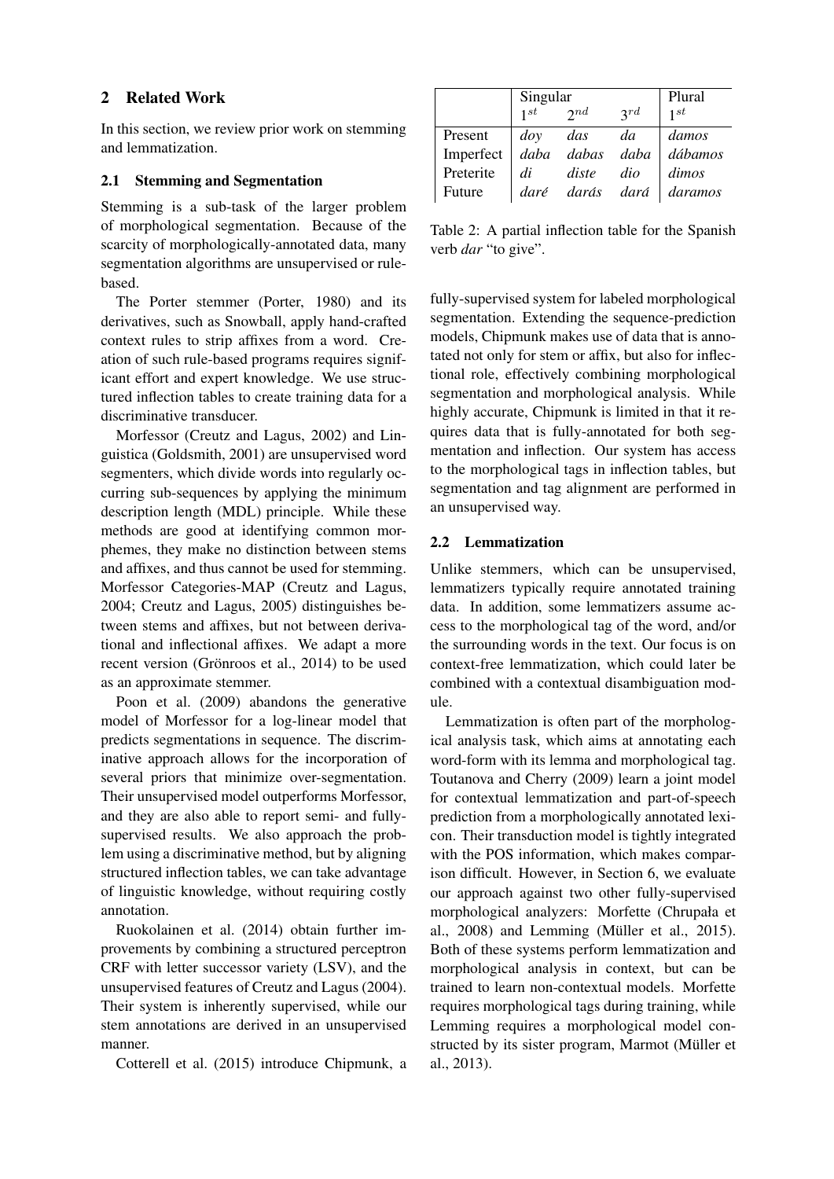## 2 Related Work

In this section, we review prior work on stemming and lemmatization.

### 2.1 Stemming and Segmentation

Stemming is a sub-task of the larger problem of morphological segmentation. Because of the scarcity of morphologically-annotated data, many segmentation algorithms are unsupervised or rule-based.

The Porter stemmer (Porter, 1980) and its derivatives, such as Snowball, apply hand-crafted context rules to strip affixes from a word. Creation of such rule-based programs requires significant effort and expert knowledge. We use structured inflection tables to create training data for a discriminative transducer.

Morfessor (Creutz and Lagus, 2002) and Linguistica (Goldsmith, 2001) are unsupervised word segmenters, which divide words into regularly occurring sub-sequences by applying the minimum description length (MDL) principle. While these methods are good at identifying common morphemes, they make no distinction between stems and affixes, and thus cannot be used for stemming. Morfessor Categories-MAP (Creutz and Lagus, 2004; Creutz and Lagus, 2005) distinguishes between stems and affixes, but not between derivational and inflectional affixes. We adapt a more recent version (Grönroos et al., 2014) to be used as an approximate stemmer.

Poon et al. (2009) abandons the generative model of Morfessor for a log-linear model that predicts segmentations in sequence. The discriminative approach allows for the incorporation of several priors that minimize over-segmentation. Their unsupervised model outperforms Morfessor, and they are also able to report semi- and fully-supervised results. We also approach the problem using a discriminative method, but by aligning structured inflection tables, we can take advantage of linguistic knowledge, without requiring costly annotation.

Ruokolainen et al. (2014) obtain further improvements by combining a structured perceptron CRF with letter successor variety (LSV), and the unsupervised features of Creutz and Lagus (2004). Their system is inherently supervised, while our stem annotations are derived in an unsupervised manner.

Cotterell et al. (2015) introduce Chipmunk, a fully-supervised system for labeled morphological segmentation. Extending the sequence-prediction models, Chipmunk makes use of data that is annotated not only for stem or affix, but also for inflectional role, effectively combining morphological segmentation and morphological analysis. While highly accurate, Chipmunk is limited in that it requires data that is fully-annotated for both segmentation and inflection. Our system has access to the morphological tags in inflection tables, but segmentation and tag alignment are performed in an unsupervised way.

| | Singular | | | Plural |
|---|---|---|---|---|
| | $1^{st}$ | $2^{nd}$ | $3^{rd}$ | $1^{st}$ |
| Present | *doy* | *das* | *da* | *damos* |
| Imperfect | *daba* | *dabas* | *daba* | *dábamos* |
| Preterite | *di* | *diste* | *dio* | *dimos* |
| Future | *daré* | *darás* | *dará* | *daramos* |

Table 2: A partial inflection table for the Spanish verb *dar* "to give".

### 2.2 Lemmatization

Unlike stemmers, which can be unsupervised, lemmatizers typically require annotated training data. In addition, some lemmatizers assume access to the morphological tag of the word, and/or the surrounding words in the text. Our focus is on context-free lemmatization, which could later be combined with a contextual disambiguation module.

Lemmatization is often part of the morphological analysis task, which aims at annotating each word-form with its lemma and morphological tag. Toutanova and Cherry (2009) learn a joint model for contextual lemmatization and part-of-speech prediction from a morphologically annotated lexicon. Their transduction model is tightly integrated with the POS information, which makes comparison difficult. However, in Section 6, we evaluate our approach against two other fully-supervised morphological analyzers: Morfette (Chrupała et al., 2008) and Lemming (Müller et al., 2015). Both of these systems perform lemmatization and morphological analysis in context, but can be trained to learn non-contextual models. Morfette requires morphological tags during training, while Lemming requires a morphological model constructed by its sister program, Marmot (Müller et al., 2013).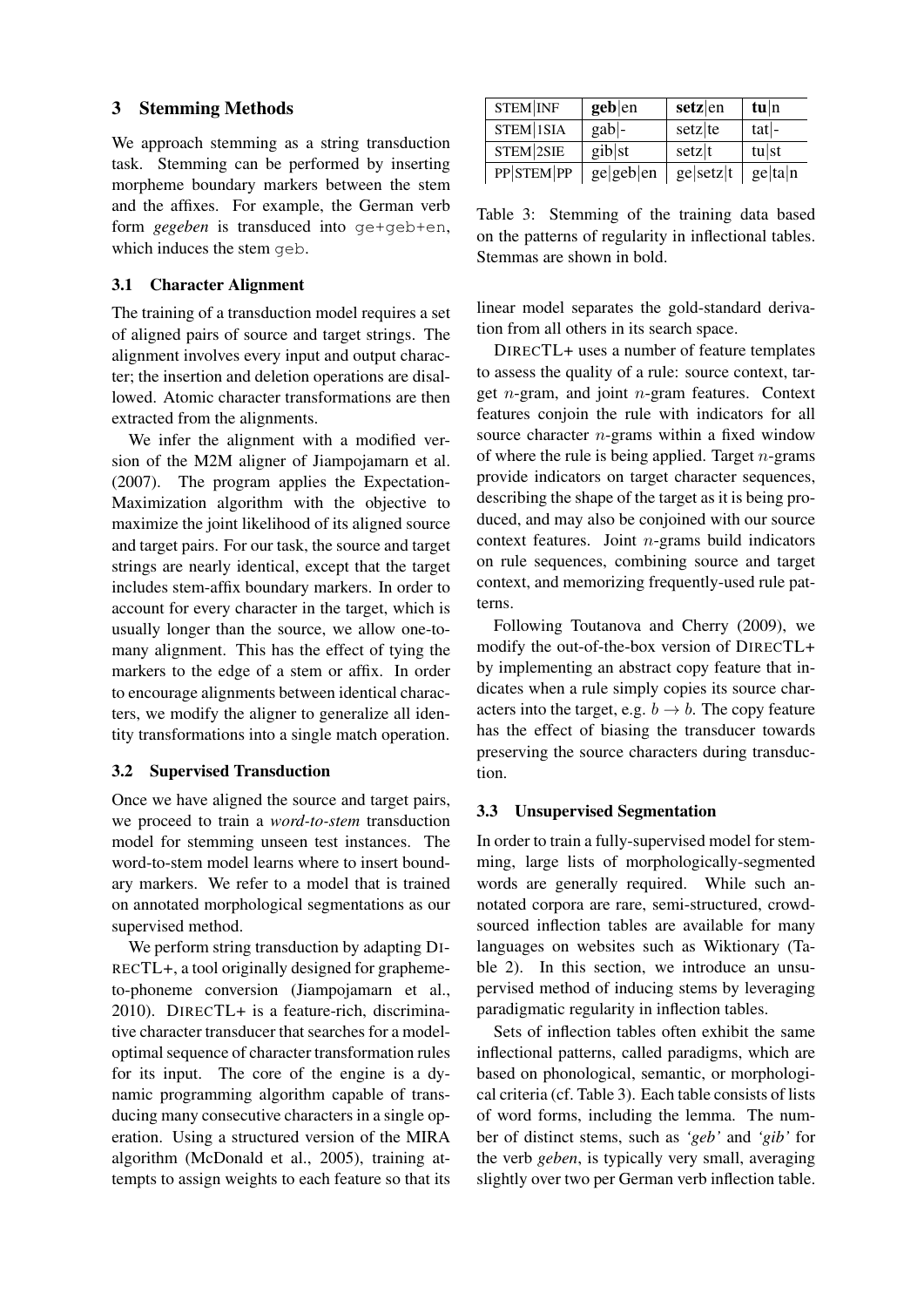## 3 Stemming Methods

We approach stemming as a string transduction task. Stemming can be performed by inserting morpheme boundary markers between the stem and the affixes. For example, the German verb form *gegeben* is transduced into `ge+geb+en`, which induces the stem `geb`.

### 3.1 Character Alignment

The training of a transduction model requires a set of aligned pairs of source and target strings. The alignment involves every input and output character; the insertion and deletion operations are disallowed. Atomic character transformations are then extracted from the alignments.

We infer the alignment with a modified version of the M2M aligner of Jiampojamarn et al. (2007). The program applies the Expectation-Maximization algorithm with the objective to maximize the joint likelihood of its aligned source and target pairs. For our task, the source and target strings are nearly identical, except that the target includes stem-affix boundary markers. In order to account for every character in the target, which is usually longer than the source, we allow one-to-many alignment. This has the effect of tying the markers to the edge of a stem or affix. In order to encourage alignments between identical characters, we modify the aligner to generalize all identity transformations into a single match operation.

### 3.2 Supervised Transduction

Once we have aligned the source and target pairs, we proceed to train a *word-to-stem* transduction model for stemming unseen test instances. The word-to-stem model learns where to insert boundary markers. We refer to a model that is trained on annotated morphological segmentations as our supervised method.

We perform string transduction by adapting DIRECTL+, a tool originally designed for grapheme-to-phoneme conversion (Jiampojamarn et al., 2010). DIRECTL+ is a feature-rich, discriminative character transducer that searches for a model-optimal sequence of character transformation rules for its input. The core of the engine is a dynamic programming algorithm capable of transducing many consecutive characters in a single operation. Using a structured version of the MIRA algorithm (McDonald et al., 2005), training attempts to assign weights to each feature so that its linear model separates the gold-standard derivation from all others in its search space.

| STEM\|INF | **geb**\|en | **setz**\|en | **tu**\|n |
|---|---|---|---|
| STEM\|1SIA | gab\|- | setz\|te | tat\|- |
| STEM\|2SIE | gib\|st | setz\|t | tu\|st |
| PP\|STEM\|PP | ge\|geb\|en | ge\|setz\|t | ge\|ta\|n |

Table 3: Stemming of the training data based on the patterns of regularity in inflectional tables. Stemmas are shown in bold.

DIRECTL+ uses a number of feature templates to assess the quality of a rule: source context, target $n$-gram, and joint $n$-gram features. Context features conjoin the rule with indicators for all source character $n$-grams within a fixed window of where the rule is being applied. Target $n$-grams provide indicators on target character sequences, describing the shape of the target as it is being produced, and may also be conjoined with our source context features. Joint $n$-grams build indicators on rule sequences, combining source and target context, and memorizing frequently-used rule patterns.

Following Toutanova and Cherry (2009), we modify the out-of-the-box version of DIRECTL+ by implementing an abstract copy feature that indicates when a rule simply copies its source characters into the target, e.g. $b \rightarrow b$. The copy feature has the effect of biasing the transducer towards preserving the source characters during transduction.

### 3.3 Unsupervised Segmentation

In order to train a fully-supervised model for stemming, large lists of morphologically-segmented words are generally required. While such annotated corpora are rare, semi-structured, crowd-sourced inflection tables are available for many languages on websites such as Wiktionary (Table 2). In this section, we introduce an unsupervised method of inducing stems by leveraging paradigmatic regularity in inflection tables.

Sets of inflection tables often exhibit the same inflectional patterns, called paradigms, which are based on phonological, semantic, or morphological criteria (cf. Table 3). Each table consists of lists of word forms, including the lemma. The number of distinct stems, such as *'geb'* and *'gib'* for the verb *geben*, is typically very small, averaging slightly over two per German verb inflection table.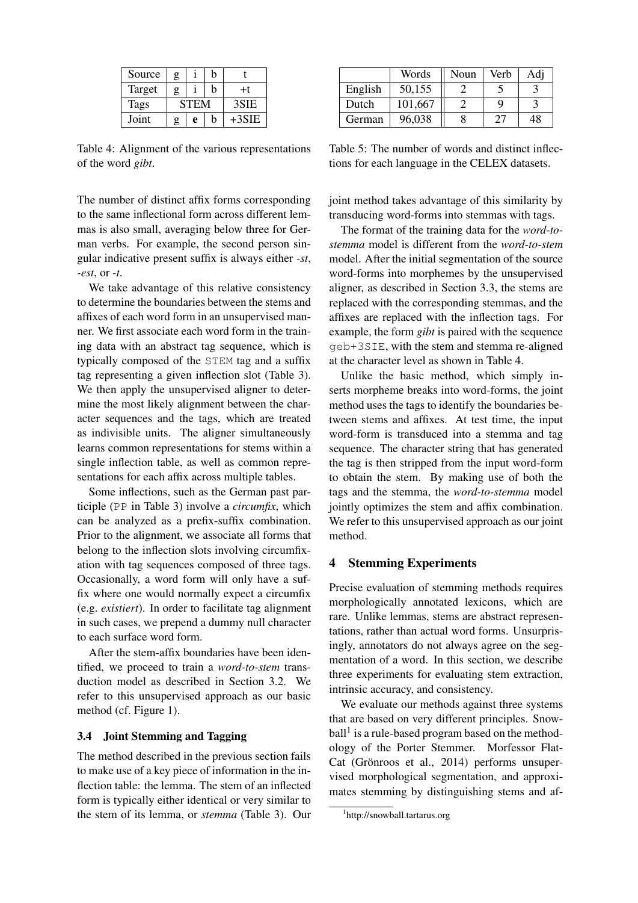| Source | g | i | b | t |
|---|---|---|---|---|
| Target | g | i | b | +t |
| Tags | STEM | | | 3SIE |
| Joint | g | **e** | b | +3SIE |

Table 4: Alignment of the various representations of the word *gibt*.

| | Words | Noun | Verb | Adj |
|---|---|---|---|---|
| English | 50,155 | 2 | 5 | 3 |
| Dutch | 101,667 | 2 | 9 | 3 |
| German | 96,038 | 8 | 27 | 48 |

Table 5: The number of words and distinct inflections for each language in the CELEX datasets.

The number of distinct affix forms corresponding to the same inflectional form across different lemmas is also small, averaging below three for German verbs. For example, the second person singular indicative present suffix is always either *-st*, *-est*, or *-t*.

We take advantage of this relative consistency to determine the boundaries between the stems and affixes of each word form in an unsupervised manner. We first associate each word form in the training data with an abstract tag sequence, which is typically composed of the `STEM` tag and a suffix tag representing a given inflection slot (Table 3). We then apply the unsupervised aligner to determine the most likely alignment between the character sequences and the tags, which are treated as indivisible units. The aligner simultaneously learns common representations for stems within a single inflection table, as well as common representations for each affix across multiple tables.

Some inflections, such as the German past participle (`PP` in Table 3) involve a *circumfix*, which can be analyzed as a prefix-suffix combination. Prior to the alignment, we associate all forms that belong to the inflection slots involving circumfixation with tag sequences composed of three tags. Occasionally, a word form will only have a suffix where one would normally expect a circumfix (e.g. *existiert*). In order to facilitate tag alignment in such cases, we prepend a dummy null character to each surface word form.

After the stem-affix boundaries have been identified, we proceed to train a *word-to-stem* transduction model as described in Section 3.2. We refer to this unsupervised approach as our basic method (cf. Figure 1).

### 3.4 Joint Stemming and Tagging

The method described in the previous section fails to make use of a key piece of information in the inflection table: the lemma. The stem of an inflected form is typically either identical or very similar to the stem of its lemma, or *stemma* (Table 3). Our joint method takes advantage of this similarity by transducing word-forms into stemmas with tags.

The format of the training data for the *word-to-stemma* model is different from the *word-to-stem* model. After the initial segmentation of the source word-forms into morphemes by the unsupervised aligner, as described in Section 3.3, the stems are replaced with the corresponding stemmas, and the affixes are replaced with the inflection tags. For example, the form *gibt* is paired with the sequence `geb+3SIE`, with the stem and stemma re-aligned at the character level as shown in Table 4.

Unlike the basic method, which simply inserts morpheme breaks into word-forms, the joint method uses the tags to identify the boundaries between stems and affixes. At test time, the input word-form is transduced into a stemma and tag sequence. The character string that has generated the tag is then stripped from the input word-form to obtain the stem. By making use of both the tags and the stemma, the *word-to-stemma* model jointly optimizes the stem and affix combination. We refer to this unsupervised approach as our joint method.

## 4 Stemming Experiments

Precise evaluation of stemming methods requires morphologically annotated lexicons, which are rare. Unlike lemmas, stems are abstract representations, rather than actual word forms. Unsurprisingly, annotators do not always agree on the segmentation of a word. In this section, we describe three experiments for evaluating stem extraction, intrinsic accuracy, and consistency.

We evaluate our methods against three systems that are based on very different principles. Snowball[1] is a rule-based program based on the methodology of the Porter Stemmer. Morfessor FlatCat (Grönroos et al., 2014) performs unsupervised morphological segmentation, and approximates stemming by distinguishing stems and af-

[1] http://snowball.tartarus.org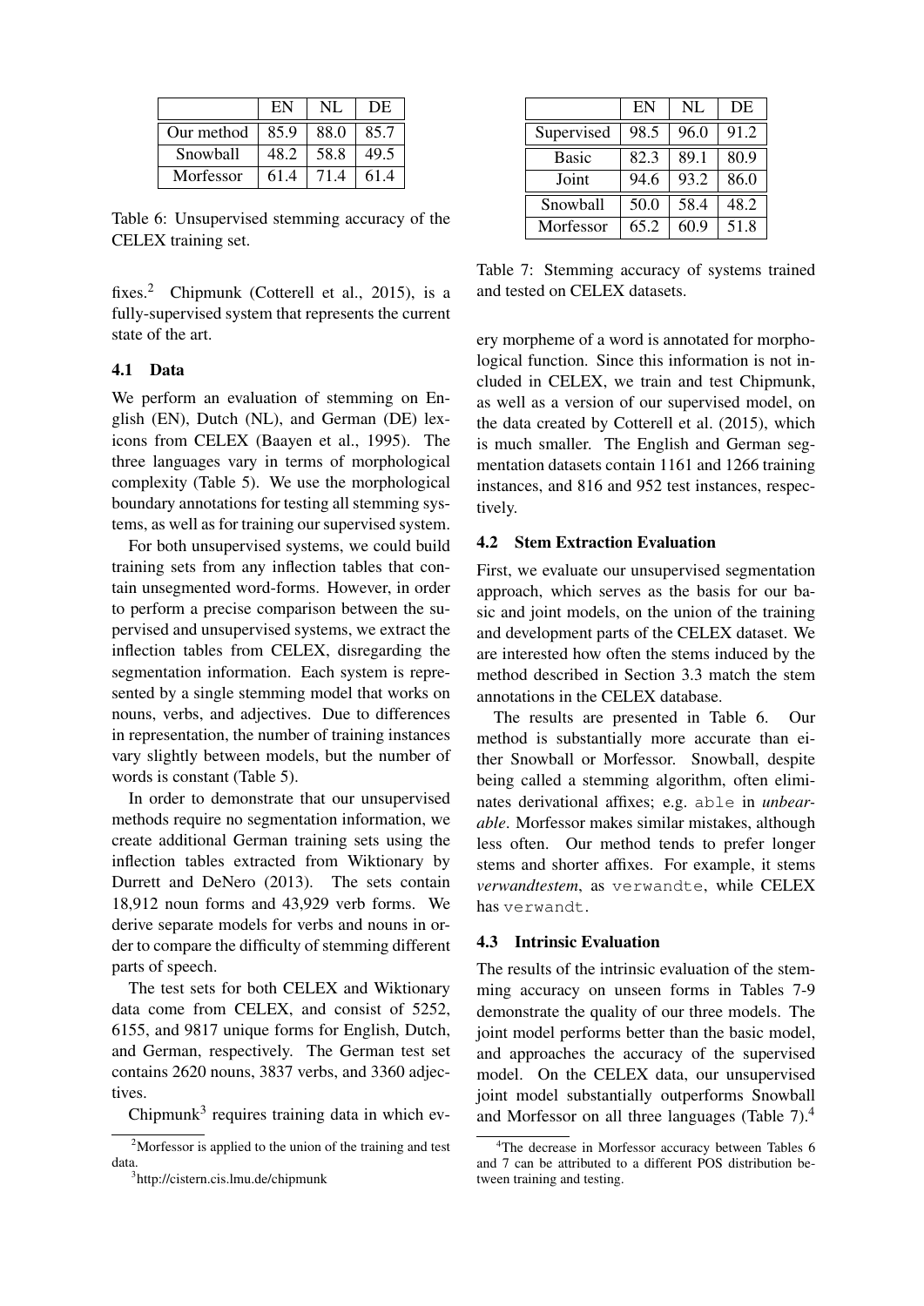|  | EN | NL | DE |
| --- | --- | --- | --- |
| Our method | 85.9 | 88.0 | 85.7 |
| Snowball | 48.2 | 58.8 | 49.5 |
| Morfessor | 61.4 | 71.4 | 61.4 |

Table 6: Unsupervised stemming accuracy of the CELEX training set.

fixes.[2] Chipmunk (Cotterell et al., 2015), is a fully-supervised system that represents the current state of the art.

### 4.1 Data

We perform an evaluation of stemming on English (EN), Dutch (NL), and German (DE) lexicons from CELEX (Baayen et al., 1995). The three languages vary in terms of morphological complexity (Table 5). We use the morphological boundary annotations for testing all stemming systems, as well as for training our supervised system.

For both unsupervised systems, we could build training sets from any inflection tables that contain unsegmented word-forms. However, in order to perform a precise comparison between the supervised and unsupervised systems, we extract the inflection tables from CELEX, disregarding the segmentation information. Each system is represented by a single stemming model that works on nouns, verbs, and adjectives. Due to differences in representation, the number of training instances vary slightly between models, but the number of words is constant (Table 5).

In order to demonstrate that our unsupervised methods require no segmentation information, we create additional German training sets using the inflection tables extracted from Wiktionary by Durrett and DeNero (2013). The sets contain 18,912 noun forms and 43,929 verb forms. We derive separate models for verbs and nouns in order to compare the difficulty of stemming different parts of speech.

The test sets for both CELEX and Wiktionary data come from CELEX, and consist of 5252, 6155, and 9817 unique forms for English, Dutch, and German, respectively. The German test set contains 2620 nouns, 3837 verbs, and 3360 adjectives.

Chipmunk[3] requires training data in which every morpheme of a word is annotated for morphological function. Since this information is not included in CELEX, we train and test Chipmunk, as well as a version of our supervised model, on the data created by Cotterell et al. (2015), which is much smaller. The English and German segmentation datasets contain 1161 and 1266 training instances, and 816 and 952 test instances, respectively.

[2] Morfessor is applied to the union of the training and test data.

[3] http://cistern.cis.lmu.de/chipmunk

|  | EN | NL | DE |
| --- | --- | --- | --- |
| Supervised | 98.5 | 96.0 | 91.2 |
| Basic | 82.3 | 89.1 | 80.9 |
| Joint | 94.6 | 93.2 | 86.0 |
| Snowball | 50.0 | 58.4 | 48.2 |
| Morfessor | 65.2 | 60.9 | 51.8 |

Table 7: Stemming accuracy of systems trained and tested on CELEX datasets.

### 4.2 Stem Extraction Evaluation

First, we evaluate our unsupervised segmentation approach, which serves as the basis for our basic and joint models, on the union of the training and development parts of the CELEX dataset. We are interested how often the stems induced by the method described in Section 3.3 match the stem annotations in the CELEX database.

The results are presented in Table 6. Our method is substantially more accurate than either Snowball or Morfessor. Snowball, despite being called a stemming algorithm, often eliminates derivational affixes; e.g. `able` in *unbearable*. Morfessor makes similar mistakes, although less often. Our method tends to prefer longer stems and shorter affixes. For example, it stems *verwandtestem*, as `verwandte`, while CELEX has `verwandt`.

### 4.3 Intrinsic Evaluation

The results of the intrinsic evaluation of the stemming accuracy on unseen forms in Tables 7-9 demonstrate the quality of our three models. The joint model performs better than the basic model, and approaches the accuracy of the supervised model. On the CELEX data, our unsupervised joint model substantially outperforms Snowball and Morfessor on all three languages (Table 7).[4]

[4] The decrease in Morfessor accuracy between Tables 6 and 7 can be attributed to a different POS distribution between training and testing.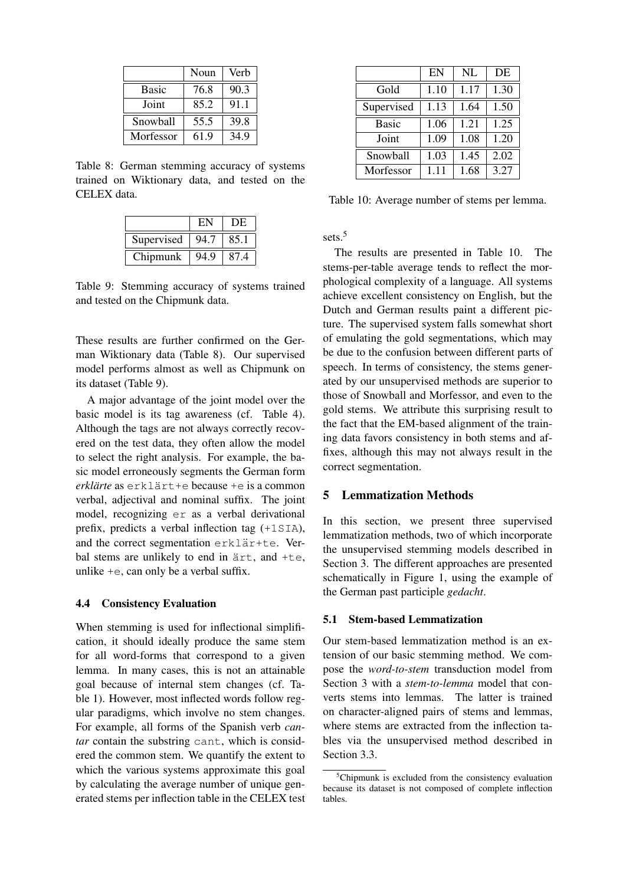|  | Noun | Verb |
|---|---|---|
| Basic | 76.8 | 90.3 |
| Joint | 85.2 | 91.1 |
| Snowball | 55.5 | 39.8 |
| Morfessor | 61.9 | 34.9 |

Table 8: German stemming accuracy of systems trained on Wiktionary data, and tested on the CELEX data.

|  | EN | DE |
|---|---|---|
| Supervised | 94.7 | 85.1 |
| Chipmunk | 94.9 | 87.4 |

Table 9: Stemming accuracy of systems trained and tested on the Chipmunk data.

These results are further confirmed on the German Wiktionary data (Table 8). Our supervised model performs almost as well as Chipmunk on its dataset (Table 9).

A major advantage of the joint model over the basic model is its tag awareness (cf. Table 4). Although the tags are not always correctly recovered on the test data, they often allow the model to select the right analysis. For example, the basic model erroneously segments the German form *erklärte* as erklärt+e because +e is a common verbal, adjectival and nominal suffix. The joint model, recognizing er as a verbal derivational prefix, predicts a verbal inflection tag (+1SIA), and the correct segmentation erklär+te. Verbal stems are unlikely to end in ärt, and +te, unlike +e, can only be a verbal suffix.

### 4.4 Consistency Evaluation

When stemming is used for inflectional simplification, it should ideally produce the same stem for all word-forms that correspond to a given lemma. In many cases, this is not an attainable goal because of internal stem changes (cf. Table 1). However, most inflected words follow regular paradigms, which involve no stem changes. For example, all forms of the Spanish verb *cantar* contain the substring cant, which is considered the common stem. We quantify the extent to which the various systems approximate this goal by calculating the average number of unique generated stems per inflection table in the CELEX test sets.[5]

|  | EN | NL | DE |
|---|---|---|---|
| Gold | 1.10 | 1.17 | 1.30 |
| Supervised | 1.13 | 1.64 | 1.50 |
| Basic | 1.06 | 1.21 | 1.25 |
| Joint | 1.09 | 1.08 | 1.20 |
| Snowball | 1.03 | 1.45 | 2.02 |
| Morfessor | 1.11 | 1.68 | 3.27 |

Table 10: Average number of stems per lemma.

The results are presented in Table 10. The stems-per-table average tends to reflect the morphological complexity of a language. All systems achieve excellent consistency on English, but the Dutch and German results paint a different picture. The supervised system falls somewhat short of emulating the gold segmentations, which may be due to the confusion between different parts of speech. In terms of consistency, the stems generated by our unsupervised methods are superior to those of Snowball and Morfessor, and even to the gold stems. We attribute this surprising result to the fact that the EM-based alignment of the training data favors consistency in both stems and affixes, although this may not always result in the correct segmentation.

## 5 Lemmatization Methods

In this section, we present three supervised lemmatization methods, two of which incorporate the unsupervised stemming models described in Section 3. The different approaches are presented schematically in Figure 1, using the example of the German past participle *gedacht*.

### 5.1 Stem-based Lemmatization

Our stem-based lemmatization method is an extension of our basic stemming method. We compose the *word-to-stem* transduction model from Section 3 with a *stem-to-lemma* model that converts stems into lemmas. The latter is trained on character-aligned pairs of stems and lemmas, where stems are extracted from the inflection tables via the unsupervised method described in Section 3.3.

[5] Chipmunk is excluded from the consistency evaluation because its dataset is not composed of complete inflection tables.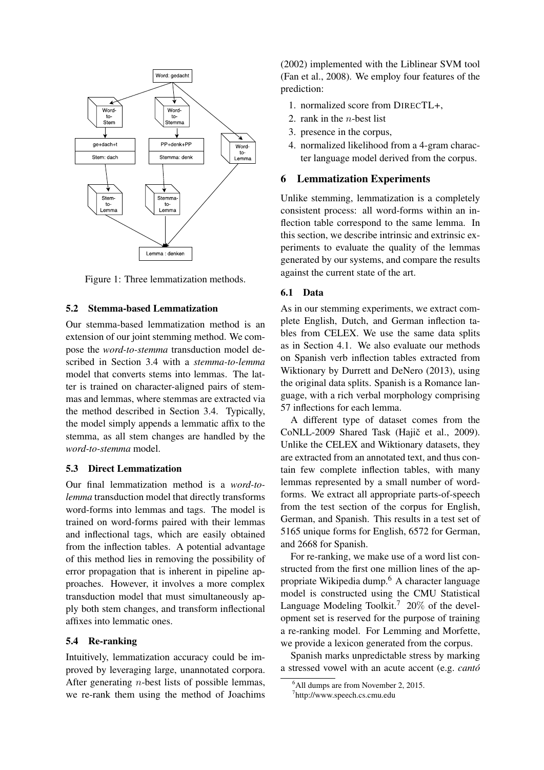Figure 1: Three lemmatization methods.

### 5.2 Stemma-based Lemmatization

Our stemma-based lemmatization method is an extension of our joint stemming method. We compose the *word-to-stemma* transduction model described in Section 3.4 with a *stemma-to-lemma* model that converts stems into lemmas. The latter is trained on character-aligned pairs of stemmas and lemmas, where stemmas are extracted via the method described in Section 3.4. Typically, the model simply appends a lemmatic affix to the stemma, as all stem changes are handled by the *word-to-stemma* model.

### 5.3 Direct Lemmatization

Our final lemmatization method is a *word-to-lemma* transduction model that directly transforms word-forms into lemmas and tags. The model is trained on word-forms paired with their lemmas and inflectional tags, which are easily obtained from the inflection tables. A potential advantage of this method lies in removing the possibility of error propagation that is inherent in pipeline approaches. However, it involves a more complex transduction model that must simultaneously apply both stem changes, and transform inflectional affixes into lemmatic ones.

### 5.4 Re-ranking

Intuitively, lemmatization accuracy could be improved by leveraging large, unannotated corpora. After generating $n$-best lists of possible lemmas, we re-rank them using the method of Joachims (2002) implemented with the Liblinear SVM tool (Fan et al., 2008). We employ four features of the prediction:

1. normalized score from DIRECTL+,
2. rank in the $n$-best list
3. presence in the corpus,
4. normalized likelihood from a 4-gram character language model derived from the corpus.

## 6 Lemmatization Experiments

Unlike stemming, lemmatization is a completely consistent process: all word-forms within an inflection table correspond to the same lemma. In this section, we describe intrinsic and extrinsic experiments to evaluate the quality of the lemmas generated by our systems, and compare the results against the current state of the art.

### 6.1 Data

As in our stemming experiments, we extract complete English, Dutch, and German inflection tables from CELEX. We use the same data splits as in Section 4.1. We also evaluate our methods on Spanish verb inflection tables extracted from Wiktionary by Durrett and DeNero (2013), using the original data splits. Spanish is a Romance language, with a rich verbal morphology comprising 57 inflections for each lemma.

A different type of dataset comes from the CoNLL-2009 Shared Task (Hajič et al., 2009). Unlike the CELEX and Wiktionary datasets, they are extracted from an annotated text, and thus contain few complete inflection tables, with many lemmas represented by a small number of word-forms. We extract all appropriate parts-of-speech from the test section of the corpus for English, German, and Spanish. This results in a test set of 5165 unique forms for English, 6572 for German, and 2668 for Spanish.

For re-ranking, we make use of a word list constructed from the first one million lines of the appropriate Wikipedia dump.[6] A character language model is constructed using the CMU Statistical Language Modeling Toolkit.[7] 20% of the development set is reserved for the purpose of training a re-ranking model. For Lemming and Morfette, we provide a lexicon generated from the corpus.

Spanish marks unpredictable stress by marking a stressed vowel with an acute accent (e.g. *cantó*

[6] All dumps are from November 2, 2015.

[7] http://www.speech.cs.cmu.edu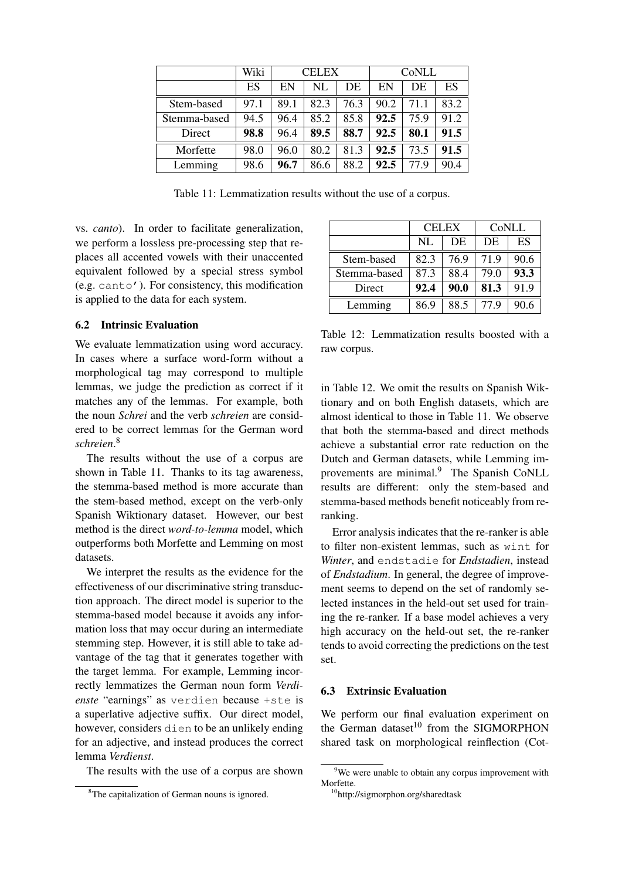| | Wiki | CELEX | | | CoNLL | | |
|---|---|---|---|---|---|---|---|
| | ES | EN | NL | DE | EN | DE | ES |
| Stem-based | 97.1 | 89.1 | 82.3 | 76.3 | 90.2 | 71.1 | 83.2 |
| Stemma-based | 94.5 | 96.4 | 85.2 | 85.8 | **92.5** | 75.9 | 91.2 |
| Direct | **98.8** | 96.4 | **89.5** | **88.7** | **92.5** | **80.1** | **91.5** |
| Morfette | 98.0 | 96.0 | 80.2 | 81.3 | **92.5** | 73.5 | **91.5** |
| Lemming | 98.6 | **96.7** | 86.6 | 88.2 | **92.5** | 77.9 | 90.4 |

Table 11: Lemmatization results without the use of a corpus.

vs. *canto*). In order to facilitate generalization, we perform a lossless pre-processing step that replaces all accented vowels with their unaccented equivalent followed by a special stress symbol (e.g. `canto'`). For consistency, this modification is applied to the data for each system.

### 6.2 Intrinsic Evaluation

We evaluate lemmatization using word accuracy. In cases where a surface word-form without a morphological tag may correspond to multiple lemmas, we judge the prediction as correct if it matches any of the lemmas. For example, both the noun *Schrei* and the verb *schreien* are considered to be correct lemmas for the German word *schreien*.[8]

The results without the use of a corpus are shown in Table 11. Thanks to its tag awareness, the stemma-based method is more accurate than the stem-based method, except on the verb-only Spanish Wiktionary dataset. However, our best method is the direct *word-to-lemma* model, which outperforms both Morfette and Lemming on most datasets.

We interpret the results as the evidence for the effectiveness of our discriminative string transduction approach. The direct model is superior to the stemma-based model because it avoids any information loss that may occur during an intermediate stemming step. However, it is still able to take advantage of the tag that it generates together with the target lemma. For example, Lemming incorrectly lemmatizes the German noun form *Verdienste* "earnings" as `verdien` because `+ste` is a superlative adjective suffix. Our direct model, however, considers `dien` to be an unlikely ending for an adjective, and instead produces the correct lemma *Verdienst*.

The results with the use of a corpus are shown in Table 12. We omit the results on Spanish Wiktionary and on both English datasets, which are almost identical to those in Table 11. We observe that both the stemma-based and direct methods achieve a substantial error rate reduction on the Dutch and German datasets, while Lemming improvements are minimal.[9] The Spanish CoNLL results are different: only the stem-based and stemma-based methods benefit noticeably from re-ranking.

| | CELEX | | CoNLL | |
|---|---|---|---|---|
| | NL | DE | DE | ES |
| Stem-based | 82.3 | 76.9 | 71.9 | 90.6 |
| Stemma-based | 87.3 | 88.4 | 79.0 | **93.3** |
| Direct | **92.4** | **90.0** | **81.3** | 91.9 |
| Lemming | 86.9 | 88.5 | 77.9 | 90.6 |

Table 12: Lemmatization results boosted with a raw corpus.

Error analysis indicates that the re-ranker is able to filter non-existent lemmas, such as `wint` for *Winter*, and `endstadie` for *Endstadien*, instead of *Endstadium*. In general, the degree of improvement seems to depend on the set of randomly selected instances in the held-out set used for training the re-ranker. If a base model achieves a very high accuracy on the held-out set, the re-ranker tends to avoid correcting the predictions on the test set.

### 6.3 Extrinsic Evaluation

We perform our final evaluation experiment on the German dataset[10] from the SIGMORPHON shared task on morphological reinflection (Cot-

[8] The capitalization of German nouns is ignored.

[9] We were unable to obtain any corpus improvement with Morfette.

[10] http://sigmorphon.org/sharedtask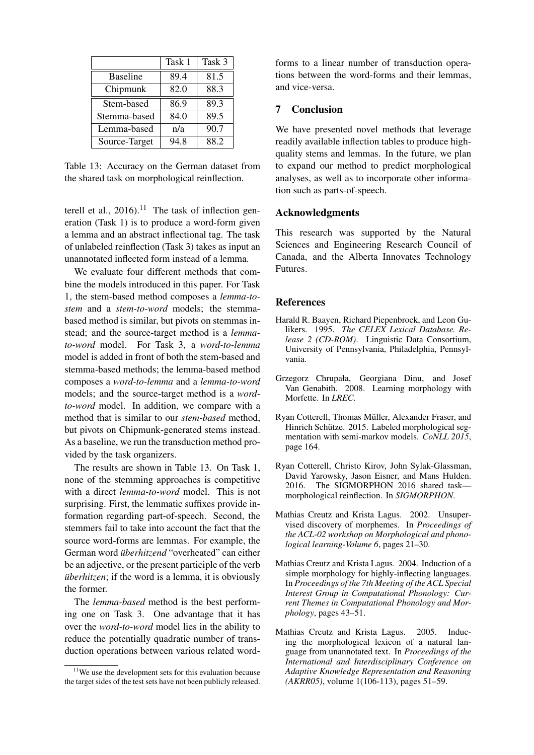| | Task 1 | Task 3 |
|---|---|---|
| Baseline | 89.4 | 81.5 |
| Chipmunk | 82.0 | 88.3 |
| Stem-based | 86.9 | 89.3 |
| Stemma-based | 84.0 | 89.5 |
| Lemma-based | n/a | 90.7 |
| Source-Target | 94.8 | 88.2 |

Table 13: Accuracy on the German dataset from the shared task on morphological reinflection.

terell et al., 2016).[11] The task of inflection generation (Task 1) is to produce a word-form given a lemma and an abstract inflectional tag. The task of unlabeled reinflection (Task 3) takes as input an unannotated inflected form instead of a lemma.

We evaluate four different methods that combine the models introduced in this paper. For Task 1, the stem-based method composes a *lemma-to-stem* and a *stem-to-word* models; the stemma-based method is similar, but pivots on stemmas instead; and the source-target method is a *lemma-to-word* model. For Task 3, a *word-to-lemma* model is added in front of both the stem-based and stemma-based methods; the lemma-based method composes a *word-to-lemma* and a *lemma-to-word* models; and the source-target method is a *word-to-word* model. In addition, we compare with a method that is similar to our *stem-based* method, but pivots on Chipmunk-generated stems instead. As a baseline, we run the transduction method provided by the task organizers.

The results are shown in Table 13. On Task 1, none of the stemming approaches is competitive with a direct *lemma-to-word* model. This is not surprising. First, the lemmatic suffixes provide information regarding part-of-speech. Second, the stemmers fail to take into account the fact that the source word-forms are lemmas. For example, the German word *überhitzend* "overheated" can either be an adjective, or the present participle of the verb *überhitzen*; if the word is a lemma, it is obviously the former.

The *lemma-based* method is the best performing one on Task 3. One advantage that it has over the *word-to-word* model lies in the ability to reduce the potentially quadratic number of transduction operations between various related word-forms to a linear number of transduction operations between the word-forms and their lemmas, and vice-versa.

[11] We use the development sets for this evaluation because the target sides of the test sets have not been publicly released.

## 7 Conclusion

We have presented novel methods that leverage readily available inflection tables to produce high-quality stems and lemmas. In the future, we plan to expand our method to predict morphological analyses, as well as to incorporate other information such as parts-of-speech.

## Acknowledgments

This research was supported by the Natural Sciences and Engineering Research Council of Canada, and the Alberta Innovates Technology Futures.

## References

Harald R. Baayen, Richard Piepenbrock, and Leon Gulikers. 1995. *The CELEX Lexical Database. Release 2 (CD-ROM)*. Linguistic Data Consortium, University of Pennsylvania, Philadelphia, Pennsylvania.

Grzegorz Chrupała, Georgiana Dinu, and Josef Van Genabith. 2008. Learning morphology with Morfette. In *LREC*.

Ryan Cotterell, Thomas Müller, Alexander Fraser, and Hinrich Schütze. 2015. Labeled morphological segmentation with semi-markov models. *CoNLL 2015*, page 164.

Ryan Cotterell, Christo Kirov, John Sylak-Glassman, David Yarowsky, Jason Eisner, and Mans Hulden. 2016. The SIGMORPHON 2016 shared task—morphological reinflection. In *SIGMORPHON*.

Mathias Creutz and Krista Lagus. 2002. Unsupervised discovery of morphemes. In *Proceedings of the ACL-02 workshop on Morphological and phonological learning-Volume 6*, pages 21–30.

Mathias Creutz and Krista Lagus. 2004. Induction of a simple morphology for highly-inflecting languages. In *Proceedings of the 7th Meeting of the ACL Special Interest Group in Computational Phonology: Current Themes in Computational Phonology and Morphology*, pages 43–51.

Mathias Creutz and Krista Lagus. 2005. Inducing the morphological lexicon of a natural language from unannotated text. In *Proceedings of the International and Interdisciplinary Conference on Adaptive Knowledge Representation and Reasoning (AKRR05)*, volume 1(106-113), pages 51–59.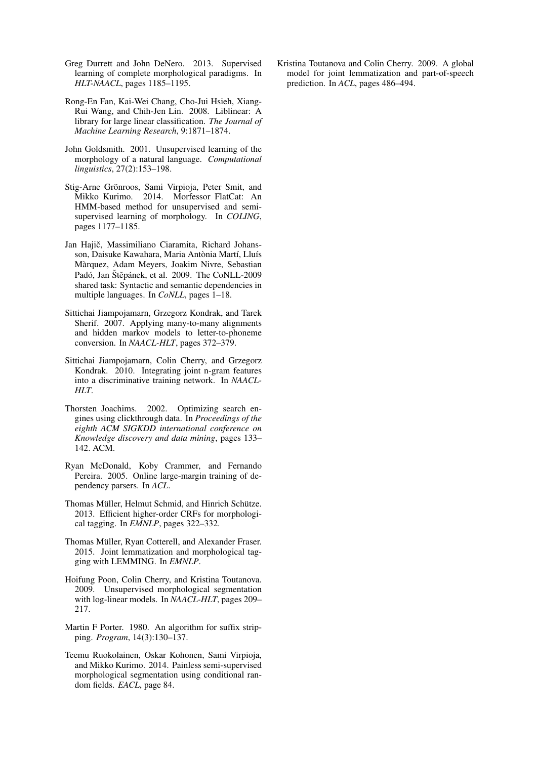Greg Durrett and John DeNero. 2013. Supervised learning of complete morphological paradigms. In *HLT-NAACL*, pages 1185–1195.

Rong-En Fan, Kai-Wei Chang, Cho-Jui Hsieh, Xiang-Rui Wang, and Chih-Jen Lin. 2008. Liblinear: A library for large linear classification. *The Journal of Machine Learning Research*, 9:1871–1874.

John Goldsmith. 2001. Unsupervised learning of the morphology of a natural language. *Computational linguistics*, 27(2):153–198.

Stig-Arne Grönroos, Sami Virpioja, Peter Smit, and Mikko Kurimo. 2014. Morfessor FlatCat: An HMM-based method for unsupervised and semi-supervised learning of morphology. In *COLING*, pages 1177–1185.

Jan Hajič, Massimiliano Ciaramita, Richard Johansson, Daisuke Kawahara, Maria Antònia Martí, Lluís Màrquez, Adam Meyers, Joakim Nivre, Sebastian Padó, Jan Štěpánek, et al. 2009. The CoNLL-2009 shared task: Syntactic and semantic dependencies in multiple languages. In *CoNLL*, pages 1–18.

Sittichai Jiampojamarn, Grzegorz Kondrak, and Tarek Sherif. 2007. Applying many-to-many alignments and hidden markov models to letter-to-phoneme conversion. In *NAACL-HLT*, pages 372–379.

Sittichai Jiampojamarn, Colin Cherry, and Grzegorz Kondrak. 2010. Integrating joint n-gram features into a discriminative training network. In *NAACL-HLT*.

Thorsten Joachims. 2002. Optimizing search engines using clickthrough data. In *Proceedings of the eighth ACM SIGKDD international conference on Knowledge discovery and data mining*, pages 133–142. ACM.

Ryan McDonald, Koby Crammer, and Fernando Pereira. 2005. Online large-margin training of dependency parsers. In *ACL*.

Thomas Müller, Helmut Schmid, and Hinrich Schütze. 2013. Efficient higher-order CRFs for morphological tagging. In *EMNLP*, pages 322–332.

Thomas Müller, Ryan Cotterell, and Alexander Fraser. 2015. Joint lemmatization and morphological tagging with LEMMING. In *EMNLP*.

Hoifung Poon, Colin Cherry, and Kristina Toutanova. 2009. Unsupervised morphological segmentation with log-linear models. In *NAACL-HLT*, pages 209–217.

Martin F Porter. 1980. An algorithm for suffix stripping. *Program*, 14(3):130–137.

Teemu Ruokolainen, Oskar Kohonen, Sami Virpioja, and Mikko Kurimo. 2014. Painless semi-supervised morphological segmentation using conditional random fields. *EACL*, page 84.

Kristina Toutanova and Colin Cherry. 2009. A global model for joint lemmatization and part-of-speech prediction. In *ACL*, pages 486–494.